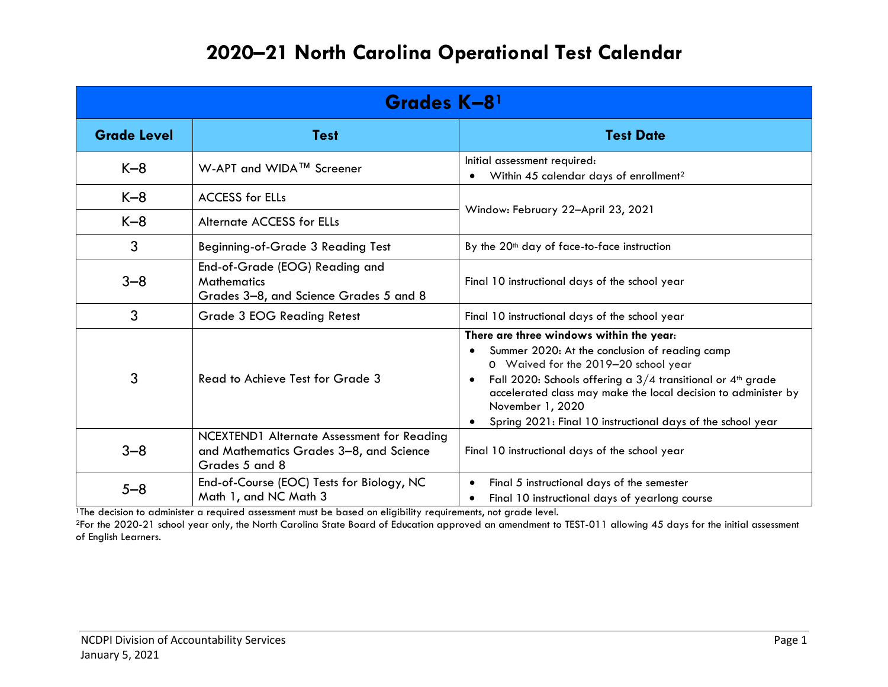# 2020–21 North Carolina Operational Test Calendar

| Grades K–8[1] | | |
|---|---|---|
| **Grade Level** | **Test** | **Test Date** |
| K–8 | W-APT and WIDA™ Screener | Initial assessment required:<br>• Within 45 calendar days of enrollment[2] |
| K–8 | ACCESS for ELLs | Window: February 22–April 23, 2021 |
| K–8 | Alternate ACCESS for ELLs | Window: February 22–April 23, 2021 |
| 3 | Beginning-of-Grade 3 Reading Test | By the 20th day of face-to-face instruction |
| 3–8 | End-of-Grade (EOG) Reading and Mathematics Grades 3–8, and Science Grades 5 and 8 | Final 10 instructional days of the school year |
| 3 | Grade 3 EOG Reading Retest | Final 10 instructional days of the school year |
| 3 | Read to Achieve Test for Grade 3 | **There are three windows within the year:**<br>• Summer 2020: At the conclusion of reading camp<br>  o Waived for the 2019–20 school year<br>• Fall 2020: Schools offering a 3/4 transitional or 4th grade accelerated class may make the local decision to administer by November 1, 2020<br>• Spring 2021: Final 10 instructional days of the school year |
| 3–8 | NCEXTEND1 Alternate Assessment for Reading and Mathematics Grades 3–8, and Science Grades 5 and 8 | Final 10 instructional days of the school year |
| 5–8 | End-of-Course (EOC) Tests for Biology, NC Math 1, and NC Math 3 | • Final 5 instructional days of the semester<br>• Final 10 instructional days of yearlong course |

[1]The decision to administer a required assessment must be based on eligibility requirements, not grade level.

[2]For the 2020-21 school year only, the North Carolina State Board of Education approved an amendment to TEST-011 allowing 45 days for the initial assessment of English Learners.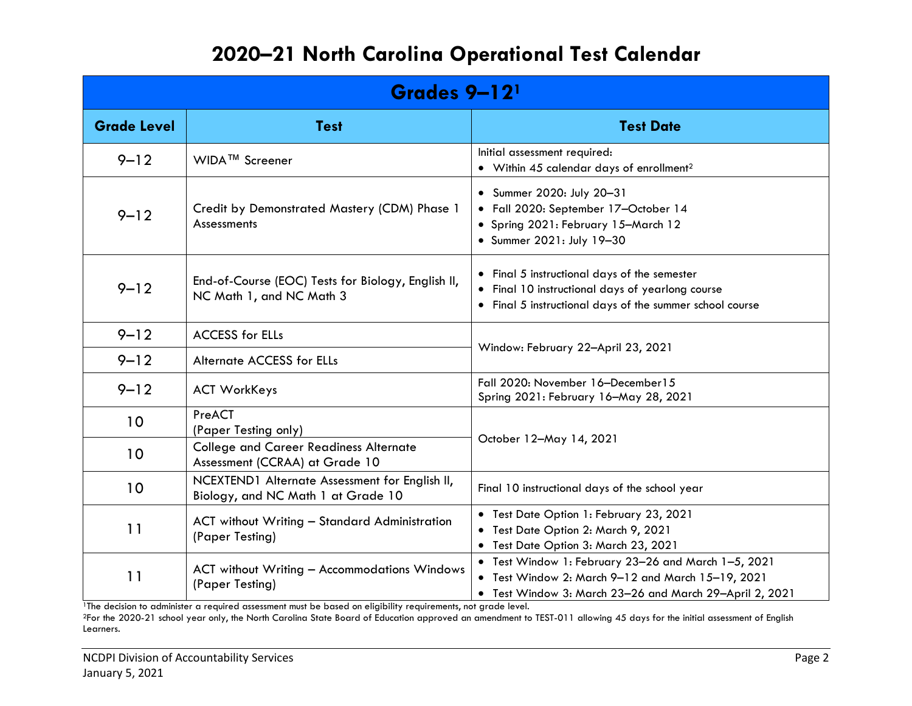# 2020–21 North Carolina Operational Test Calendar

| Grades 9–12[1] | | |
|---|---|---|
| **Grade Level** | **Test** | **Test Date** |
| 9–12 | WIDA™ Screener | Initial assessment required:<br>• Within 45 calendar days of enrollment[2] |
| 9–12 | Credit by Demonstrated Mastery (CDM) Phase 1 Assessments | • Summer 2020: July 20–31<br>• Fall 2020: September 17–October 14<br>• Spring 2021: February 15–March 12<br>• Summer 2021: July 19–30 |
| 9–12 | End-of-Course (EOC) Tests for Biology, English II, NC Math 1, and NC Math 3 | • Final 5 instructional days of the semester<br>• Final 10 instructional days of yearlong course<br>• Final 5 instructional days of the summer school course |
| 9–12 | ACCESS for ELLs | Window: February 22–April 23, 2021 |
| 9–12 | Alternate ACCESS for ELLs | Window: February 22–April 23, 2021 |
| 9–12 | ACT WorkKeys | Fall 2020: November 16–December15<br>Spring 2021: February 16–May 28, 2021 |
| 10 | PreACT<br>(Paper Testing only) | October 12–May 14, 2021 |
| 10 | College and Career Readiness Alternate Assessment (CCRAA) at Grade 10 | October 12–May 14, 2021 |
| 10 | NCEXTEND1 Alternate Assessment for English II, Biology, and NC Math 1 at Grade 10 | Final 10 instructional days of the school year |
| 11 | ACT without Writing – Standard Administration (Paper Testing) | • Test Date Option 1: February 23, 2021<br>• Test Date Option 2: March 9, 2021<br>• Test Date Option 3: March 23, 2021 |
| 11 | ACT without Writing – Accommodations Windows (Paper Testing) | • Test Window 1: February 23–26 and March 1–5, 2021<br>• Test Window 2: March 9–12 and March 15–19, 2021<br>• Test Window 3: March 23–26 and March 29–April 2, 2021 |

[1]The decision to administer a required assessment must be based on eligibility requirements, not grade level.

[2]For the 2020-21 school year only, the North Carolina State Board of Education approved an amendment to TEST-011 allowing 45 days for the initial assessment of English Learners.

NCDPI Division of Accountability Services
January 5, 2021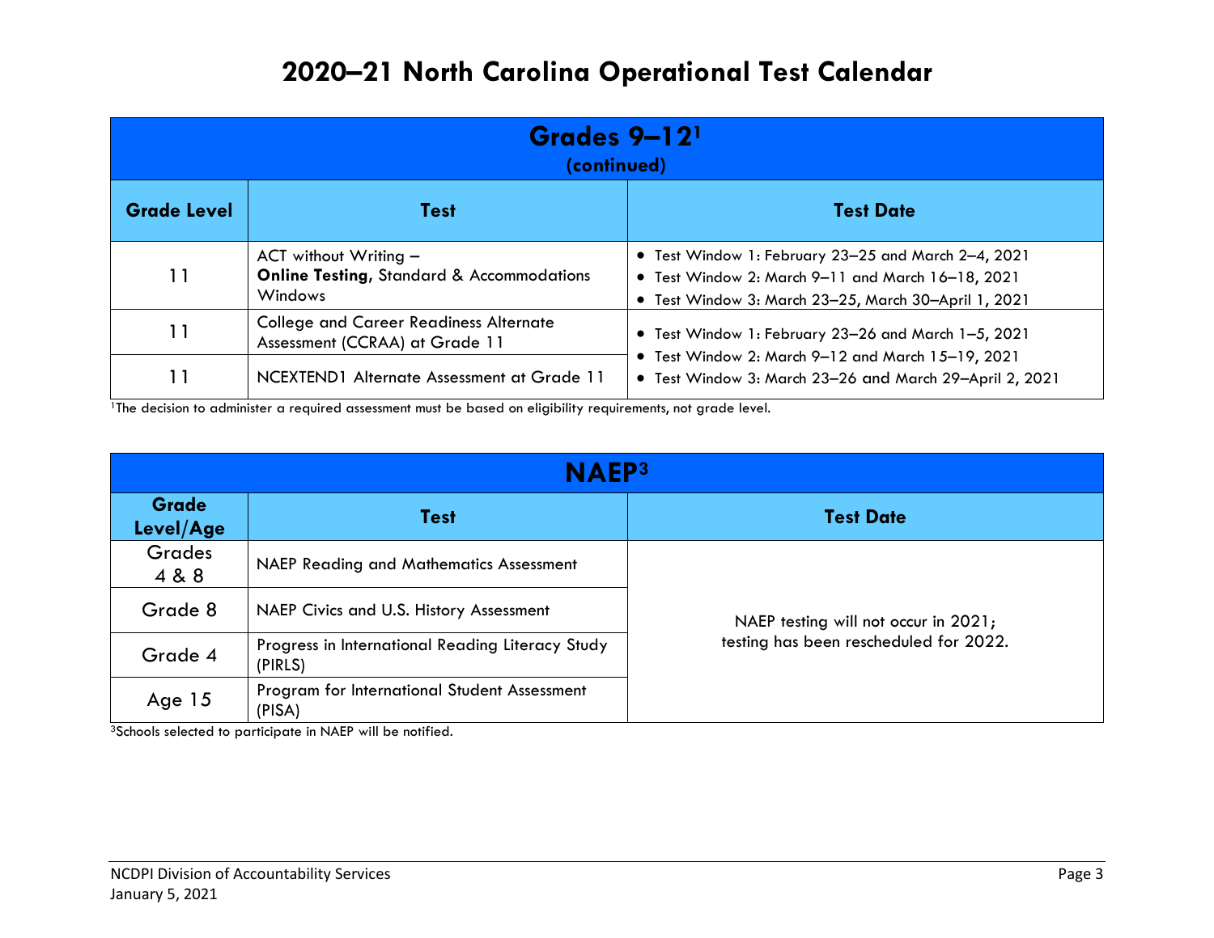# 2020–21 North Carolina Operational Test Calendar

| Grades 9–12[1] (continued) | | |
|---|---|---|
| **Grade Level** | **Test** | **Test Date** |
| 11 | ACT without Writing – **Online Testing**, Standard & Accommodations Windows | • Test Window 1: February 23–25 and March 2–4, 2021<br>• Test Window 2: March 9–11 and March 16–18, 2021<br>• Test Window 3: March 23–25, March 30–April 1, 2021 |
| 11 | College and Career Readiness Alternate Assessment (CCRAA) at Grade 11 | • Test Window 1: February 23–26 and March 1–5, 2021<br>• Test Window 2: March 9–12 and March 15–19, 2021<br>• Test Window 3: March 23–26 and March 29–April 2, 2021 |
| 11 | NCEXTEND1 Alternate Assessment at Grade 11 | |

[1]The decision to administer a required assessment must be based on eligibility requirements, not grade level.

| NAEP[3] | | |
|---|---|---|
| **Grade Level/Age** | **Test** | **Test Date** |
| Grades 4 & 8 | NAEP Reading and Mathematics Assessment | NAEP testing will not occur in 2021; testing has been rescheduled for 2022. |
| Grade 8 | NAEP Civics and U.S. History Assessment | |
| Grade 4 | Progress in International Reading Literacy Study (PIRLS) | |
| Age 15 | Program for International Student Assessment (PISA) | |

[3]Schools selected to participate in NAEP will be notified.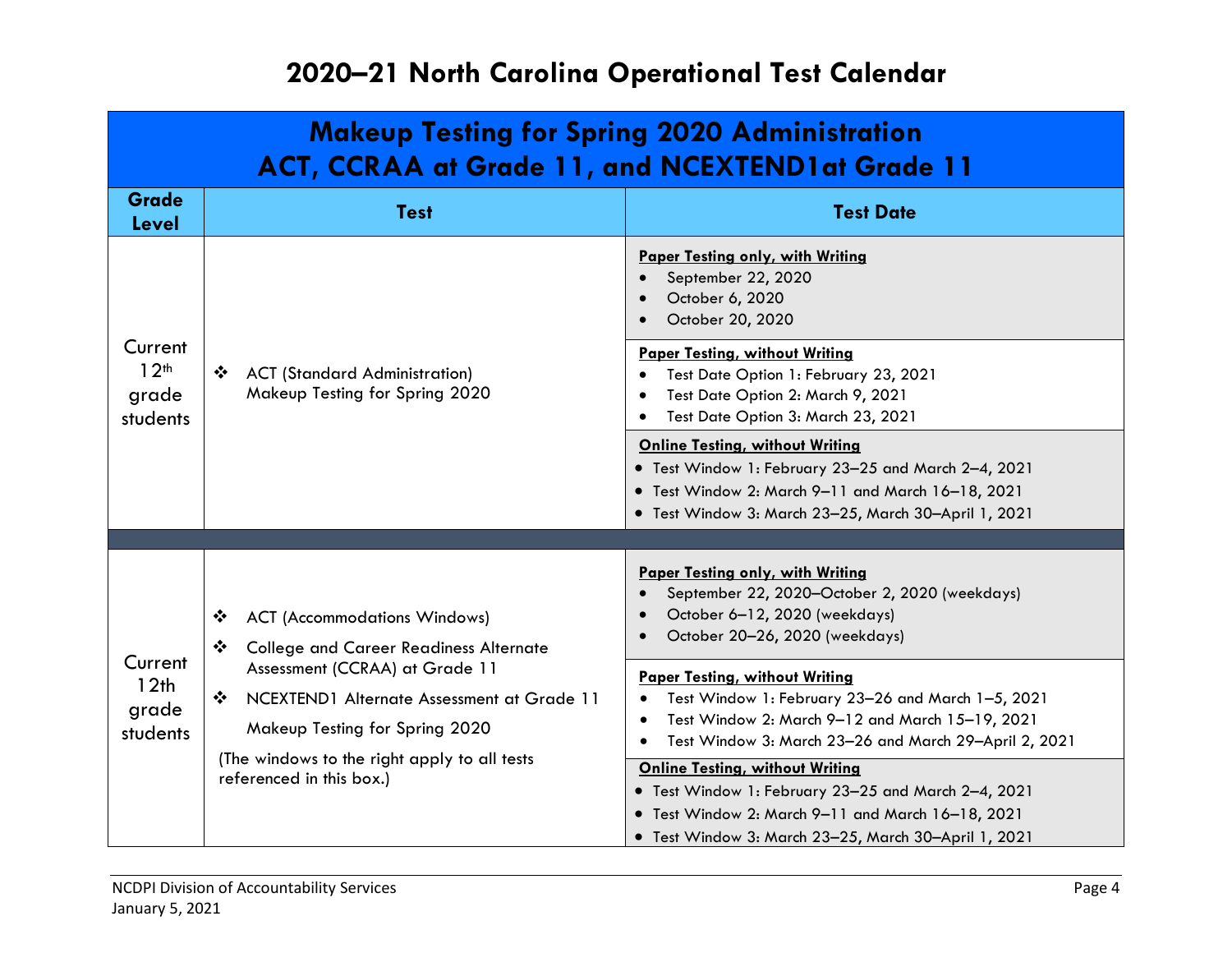# 2020–21 North Carolina Operational Test Calendar

## Makeup Testing for Spring 2020 Administration
## ACT, CCRAA at Grade 11, and NCEXTEND1at Grade 11

| Grade Level | Test | Test Date |
|---|---|---|
| Current 12th grade students | ❖ ACT (Standard Administration) Makeup Testing for Spring 2020 | **Paper Testing only, with Writing**<br>• September 22, 2020<br>• October 6, 2020<br>• October 20, 2020 |
| | | **Paper Testing, without Writing**<br>• Test Date Option 1: February 23, 2021<br>• Test Date Option 2: March 9, 2021<br>• Test Date Option 3: March 23, 2021 |
| | | **Online Testing, without Writing**<br>• Test Window 1: February 23–25 and March 2–4, 2021<br>• Test Window 2: March 9–11 and March 16–18, 2021<br>• Test Window 3: March 23–25, March 30–April 1, 2021 |
| Current 12th grade students | ❖ ACT (Accommodations Windows)<br>❖ College and Career Readiness Alternate Assessment (CCRAA) at Grade 11<br>❖ NCEXTEND1 Alternate Assessment at Grade 11<br>Makeup Testing for Spring 2020<br>(The windows to the right apply to all tests referenced in this box.) | **Paper Testing only, with Writing**<br>• September 22, 2020–October 2, 2020 (weekdays)<br>• October 6–12, 2020 (weekdays)<br>• October 20–26, 2020 (weekdays) |
| | | **Paper Testing, without Writing**<br>• Test Window 1: February 23–26 and March 1–5, 2021<br>• Test Window 2: March 9–12 and March 15–19, 2021<br>• Test Window 3: March 23–26 and March 29–April 2, 2021 |
| | | **Online Testing, without Writing**<br>• Test Window 1: February 23–25 and March 2–4, 2021<br>• Test Window 2: March 9–11 and March 16–18, 2021<br>• Test Window 3: March 23–25, March 30–April 1, 2021 |

NCDPI Division of Accountability Services
January 5, 2021